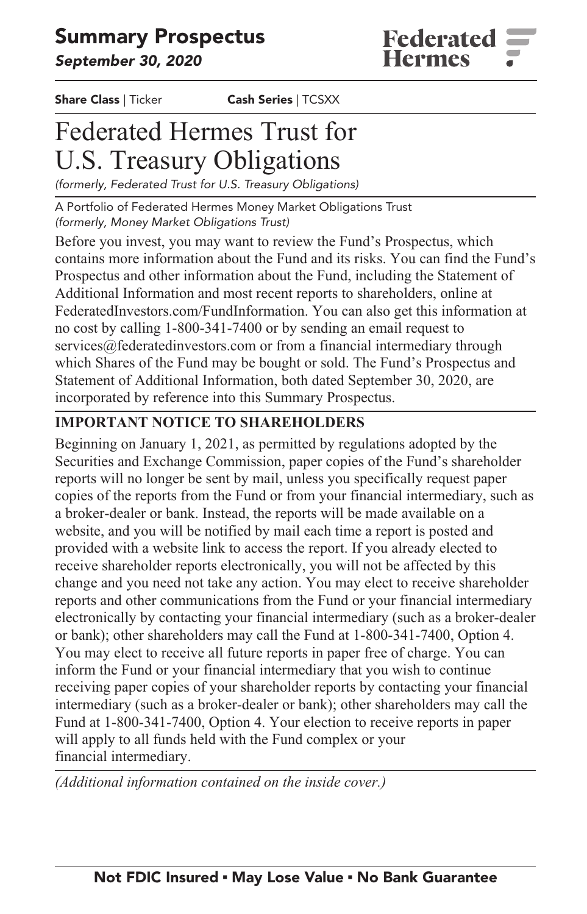## Summary Prospectus

*September 30, 2020*

Federated Hermes

**Share Class** | Ticker **Cash Series** | TCSXX

# Federated Hermes Trust for U.S. Treasury Obligations

*(formerly, Federated Trust for U.S. Treasury Obligations)*

A Portfolio of Federated Hermes Money Market Obligations Trust
*(formerly, Money Market Obligations Trust)*

Before you invest, you may want to review the Fund's Prospectus, which contains more information about the Fund and its risks. You can find the Fund's Prospectus and other information about the Fund, including the Statement of Additional Information and most recent reports to shareholders, online at FederatedInvestors.com/FundInformation. You can also get this information at no cost by calling 1-800-341-7400 or by sending an email request to services@federatedinvestors.com or from a financial intermediary through which Shares of the Fund may be bought or sold. The Fund's Prospectus and Statement of Additional Information, both dated September 30, 2020, are incorporated by reference into this Summary Prospectus.

**IMPORTANT NOTICE TO SHAREHOLDERS**

Beginning on January 1, 2021, as permitted by regulations adopted by the Securities and Exchange Commission, paper copies of the Fund's shareholder reports will no longer be sent by mail, unless you specifically request paper copies of the reports from the Fund or from your financial intermediary, such as a broker-dealer or bank. Instead, the reports will be made available on a website, and you will be notified by mail each time a report is posted and provided with a website link to access the report. If you already elected to receive shareholder reports electronically, you will not be affected by this change and you need not take any action. You may elect to receive shareholder reports and other communications from the Fund or your financial intermediary electronically by contacting your financial intermediary (such as a broker-dealer or bank); other shareholders may call the Fund at 1-800-341-7400, Option 4. You may elect to receive all future reports in paper free of charge. You can inform the Fund or your financial intermediary that you wish to continue receiving paper copies of your shareholder reports by contacting your financial intermediary (such as a broker-dealer or bank); other shareholders may call the Fund at 1-800-341-7400, Option 4. Your election to receive reports in paper will apply to all funds held with the Fund complex or your financial intermediary.

*(Additional information contained on the inside cover.)*

**Not FDIC Insured ▪ May Lose Value ▪ No Bank Guarantee**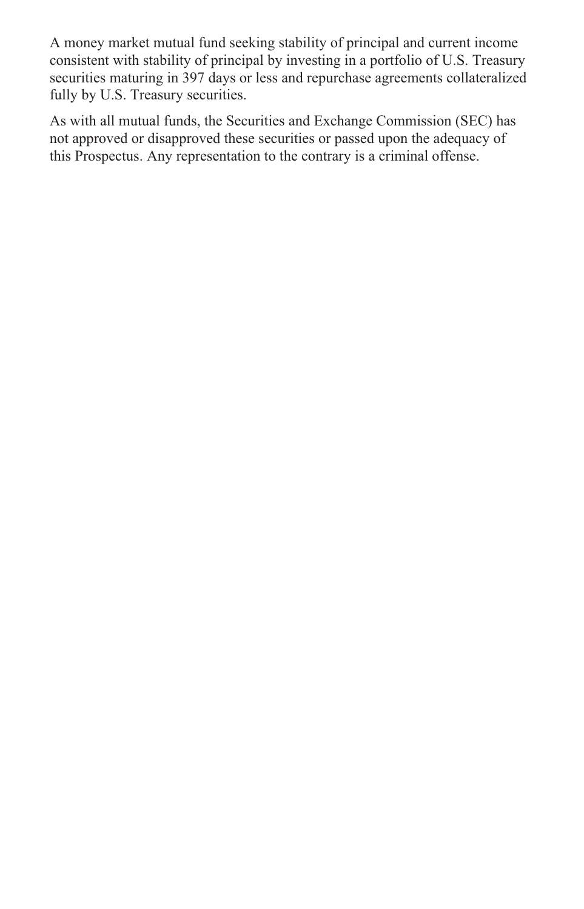A money market mutual fund seeking stability of principal and current income consistent with stability of principal by investing in a portfolio of U.S. Treasury securities maturing in 397 days or less and repurchase agreements collateralized fully by U.S. Treasury securities.

As with all mutual funds, the Securities and Exchange Commission (SEC) has not approved or disapproved these securities or passed upon the adequacy of this Prospectus. Any representation to the contrary is a criminal offense.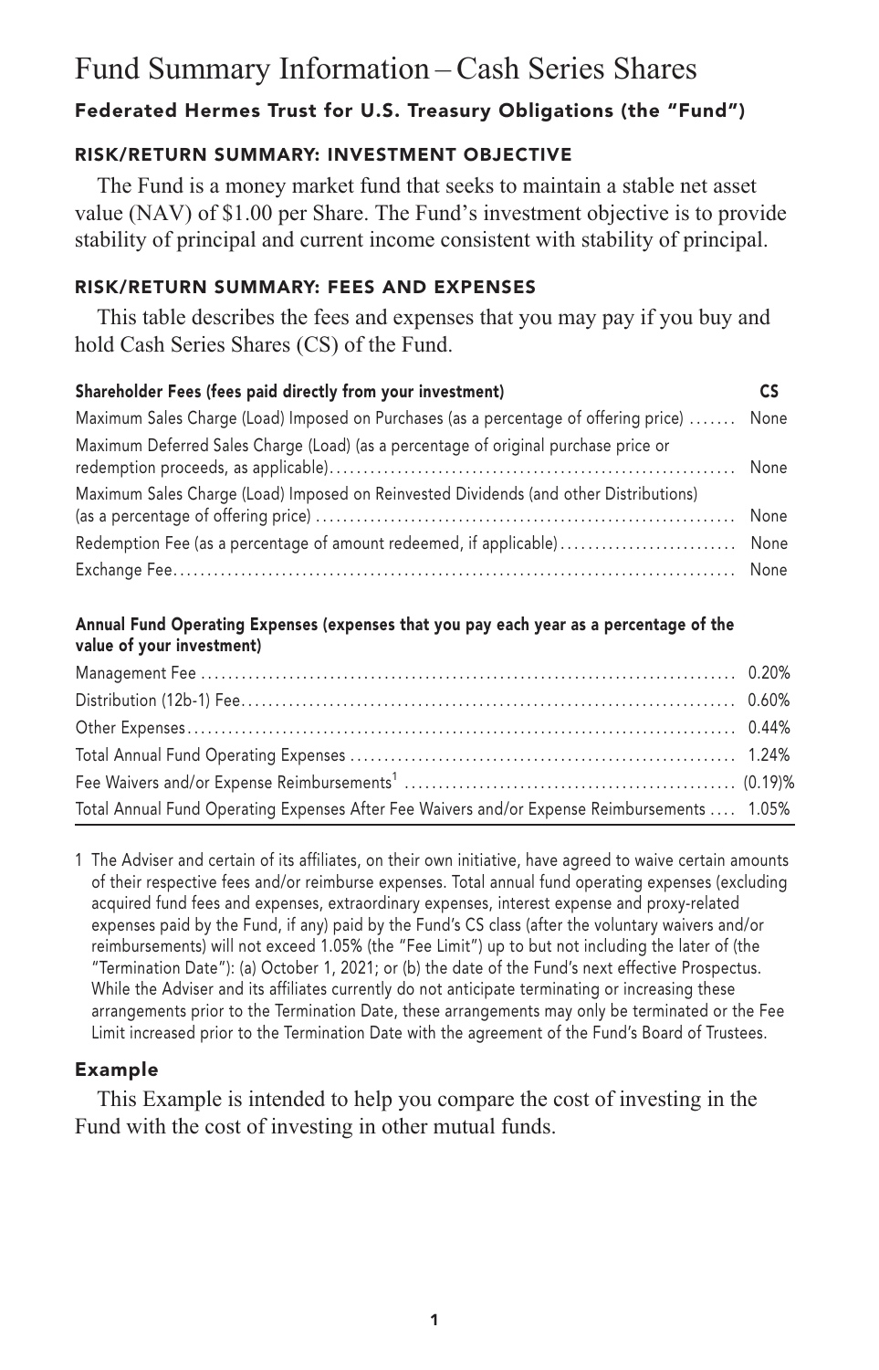# Fund Summary Information – Cash Series Shares

### Federated Hermes Trust for U.S. Treasury Obligations (the "Fund")

### RISK/RETURN SUMMARY: INVESTMENT OBJECTIVE

The Fund is a money market fund that seeks to maintain a stable net asset value (NAV) of $1.00 per Share. The Fund's investment objective is to provide stability of principal and current income consistent with stability of principal.

### RISK/RETURN SUMMARY: FEES AND EXPENSES

This table describes the fees and expenses that you may pay if you buy and hold Cash Series Shares (CS) of the Fund.

| Shareholder Fees (fees paid directly from your investment) | CS |
|---|---|
| Maximum Sales Charge (Load) Imposed on Purchases (as a percentage of offering price) | None |
| Maximum Deferred Sales Charge (Load) (as a percentage of original purchase price or redemption proceeds, as applicable) | None |
| Maximum Sales Charge (Load) Imposed on Reinvested Dividends (and other Distributions) (as a percentage of offering price) | None |
| Redemption Fee (as a percentage of amount redeemed, if applicable) | None |
| Exchange Fee | None |

| Annual Fund Operating Expenses (expenses that you pay each year as a percentage of the value of your investment) | |
|---|---|
| Management Fee | 0.20% |
| Distribution (12b-1) Fee | 0.60% |
| Other Expenses | 0.44% |
| Total Annual Fund Operating Expenses | 1.24% |
| Fee Waivers and/or Expense Reimbursements[1] | (0.19)% |
| Total Annual Fund Operating Expenses After Fee Waivers and/or Expense Reimbursements | 1.05% |

1 The Adviser and certain of its affiliates, on their own initiative, have agreed to waive certain amounts of their respective fees and/or reimburse expenses. Total annual fund operating expenses (excluding acquired fund fees and expenses, extraordinary expenses, interest expense and proxy-related expenses paid by the Fund, if any) paid by the Fund's CS class (after the voluntary waivers and/or reimbursements) will not exceed 1.05% (the "Fee Limit") up to but not including the later of (the "Termination Date"): (a) October 1, 2021; or (b) the date of the Fund's next effective Prospectus. While the Adviser and its affiliates currently do not anticipate terminating or increasing these arrangements prior to the Termination Date, these arrangements may only be terminated or the Fee Limit increased prior to the Termination Date with the agreement of the Fund's Board of Trustees.

### Example

This Example is intended to help you compare the cost of investing in the Fund with the cost of investing in other mutual funds.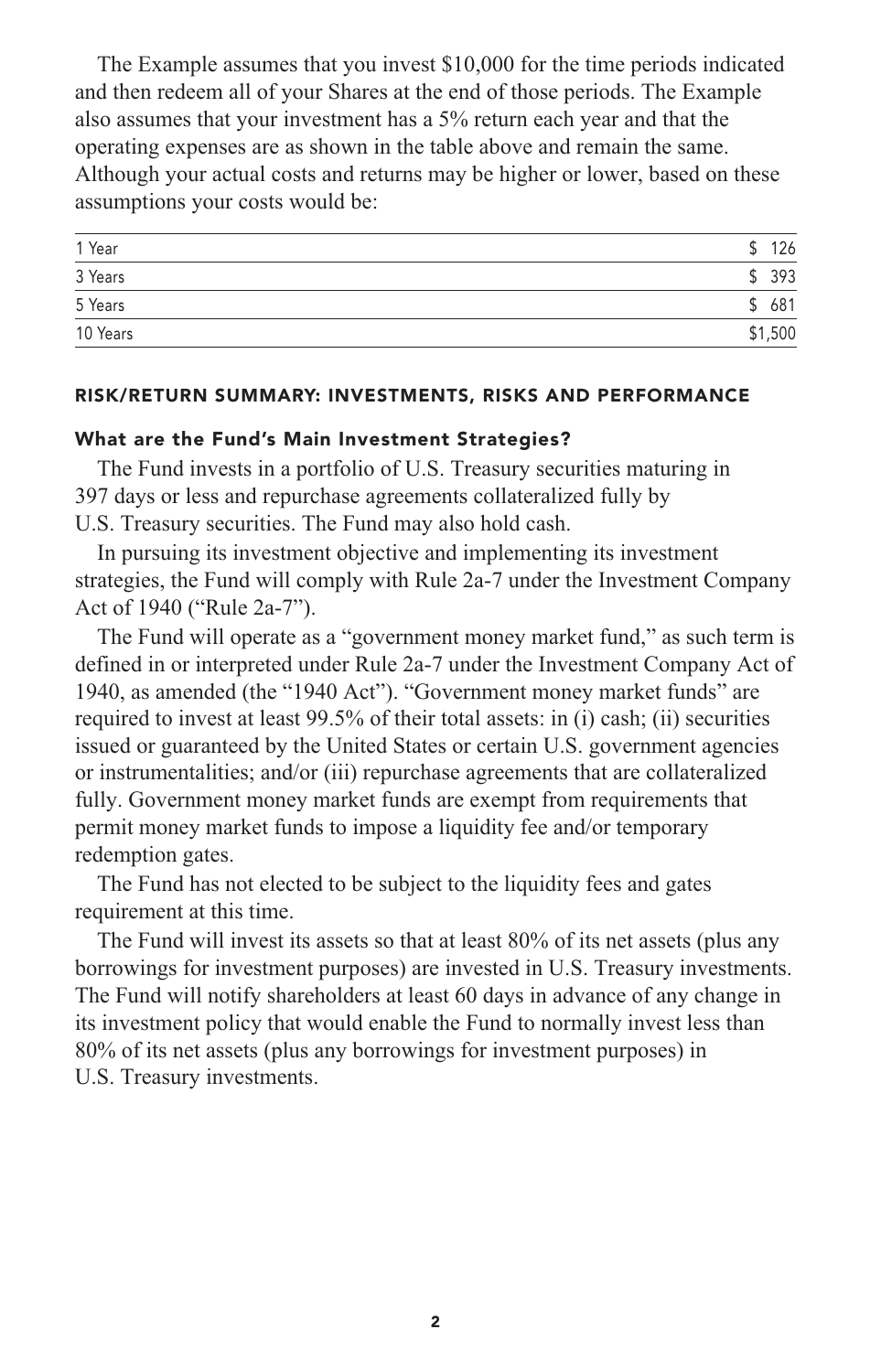The Example assumes that you invest $10,000 for the time periods indicated and then redeem all of your Shares at the end of those periods. The Example also assumes that your investment has a 5% return each year and that the operating expenses are as shown in the table above and remain the same. Although your actual costs and returns may be higher or lower, based on these assumptions your costs would be:

| | |
|---|---|
| 1 Year | $ 126 |
| 3 Years | $ 393 |
| 5 Years | $ 681 |
| 10 Years | $1,500 |

## RISK/RETURN SUMMARY: INVESTMENTS, RISKS AND PERFORMANCE

### What are the Fund's Main Investment Strategies?

The Fund invests in a portfolio of U.S. Treasury securities maturing in 397 days or less and repurchase agreements collateralized fully by U.S. Treasury securities. The Fund may also hold cash.

In pursuing its investment objective and implementing its investment strategies, the Fund will comply with Rule 2a-7 under the Investment Company Act of 1940 ("Rule 2a-7").

The Fund will operate as a "government money market fund," as such term is defined in or interpreted under Rule 2a-7 under the Investment Company Act of 1940, as amended (the "1940 Act"). "Government money market funds" are required to invest at least 99.5% of their total assets: in (i) cash; (ii) securities issued or guaranteed by the United States or certain U.S. government agencies or instrumentalities; and/or (iii) repurchase agreements that are collateralized fully. Government money market funds are exempt from requirements that permit money market funds to impose a liquidity fee and/or temporary redemption gates.

The Fund has not elected to be subject to the liquidity fees and gates requirement at this time.

The Fund will invest its assets so that at least 80% of its net assets (plus any borrowings for investment purposes) are invested in U.S. Treasury investments. The Fund will notify shareholders at least 60 days in advance of any change in its investment policy that would enable the Fund to normally invest less than 80% of its net assets (plus any borrowings for investment purposes) in U.S. Treasury investments.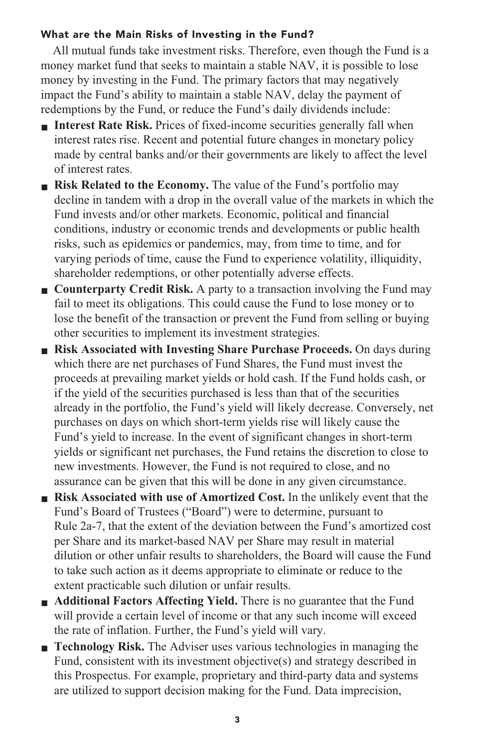### What are the Main Risks of Investing in the Fund?

All mutual funds take investment risks. Therefore, even though the Fund is a money market fund that seeks to maintain a stable NAV, it is possible to lose money by investing in the Fund. The primary factors that may negatively impact the Fund's ability to maintain a stable NAV, delay the payment of redemptions by the Fund, or reduce the Fund's daily dividends include:

- **Interest Rate Risk.** Prices of fixed-income securities generally fall when interest rates rise. Recent and potential future changes in monetary policy made by central banks and/or their governments are likely to affect the level of interest rates.
- **Risk Related to the Economy.** The value of the Fund's portfolio may decline in tandem with a drop in the overall value of the markets in which the Fund invests and/or other markets. Economic, political and financial conditions, industry or economic trends and developments or public health risks, such as epidemics or pandemics, may, from time to time, and for varying periods of time, cause the Fund to experience volatility, illiquidity, shareholder redemptions, or other potentially adverse effects.
- **Counterparty Credit Risk.** A party to a transaction involving the Fund may fail to meet its obligations. This could cause the Fund to lose money or to lose the benefit of the transaction or prevent the Fund from selling or buying other securities to implement its investment strategies.
- **Risk Associated with Investing Share Purchase Proceeds.** On days during which there are net purchases of Fund Shares, the Fund must invest the proceeds at prevailing market yields or hold cash. If the Fund holds cash, or if the yield of the securities purchased is less than that of the securities already in the portfolio, the Fund's yield will likely decrease. Conversely, net purchases on days on which short-term yields rise will likely cause the Fund's yield to increase. In the event of significant changes in short-term yields or significant net purchases, the Fund retains the discretion to close to new investments. However, the Fund is not required to close, and no assurance can be given that this will be done in any given circumstance.
- **Risk Associated with use of Amortized Cost.** In the unlikely event that the Fund's Board of Trustees ("Board") were to determine, pursuant to Rule 2a-7, that the extent of the deviation between the Fund's amortized cost per Share and its market-based NAV per Share may result in material dilution or other unfair results to shareholders, the Board will cause the Fund to take such action as it deems appropriate to eliminate or reduce to the extent practicable such dilution or unfair results.
- **Additional Factors Affecting Yield.** There is no guarantee that the Fund will provide a certain level of income or that any such income will exceed the rate of inflation. Further, the Fund's yield will vary.
- **Technology Risk.** The Adviser uses various technologies in managing the Fund, consistent with its investment objective(s) and strategy described in this Prospectus. For example, proprietary and third-party data and systems are utilized to support decision making for the Fund. Data imprecision,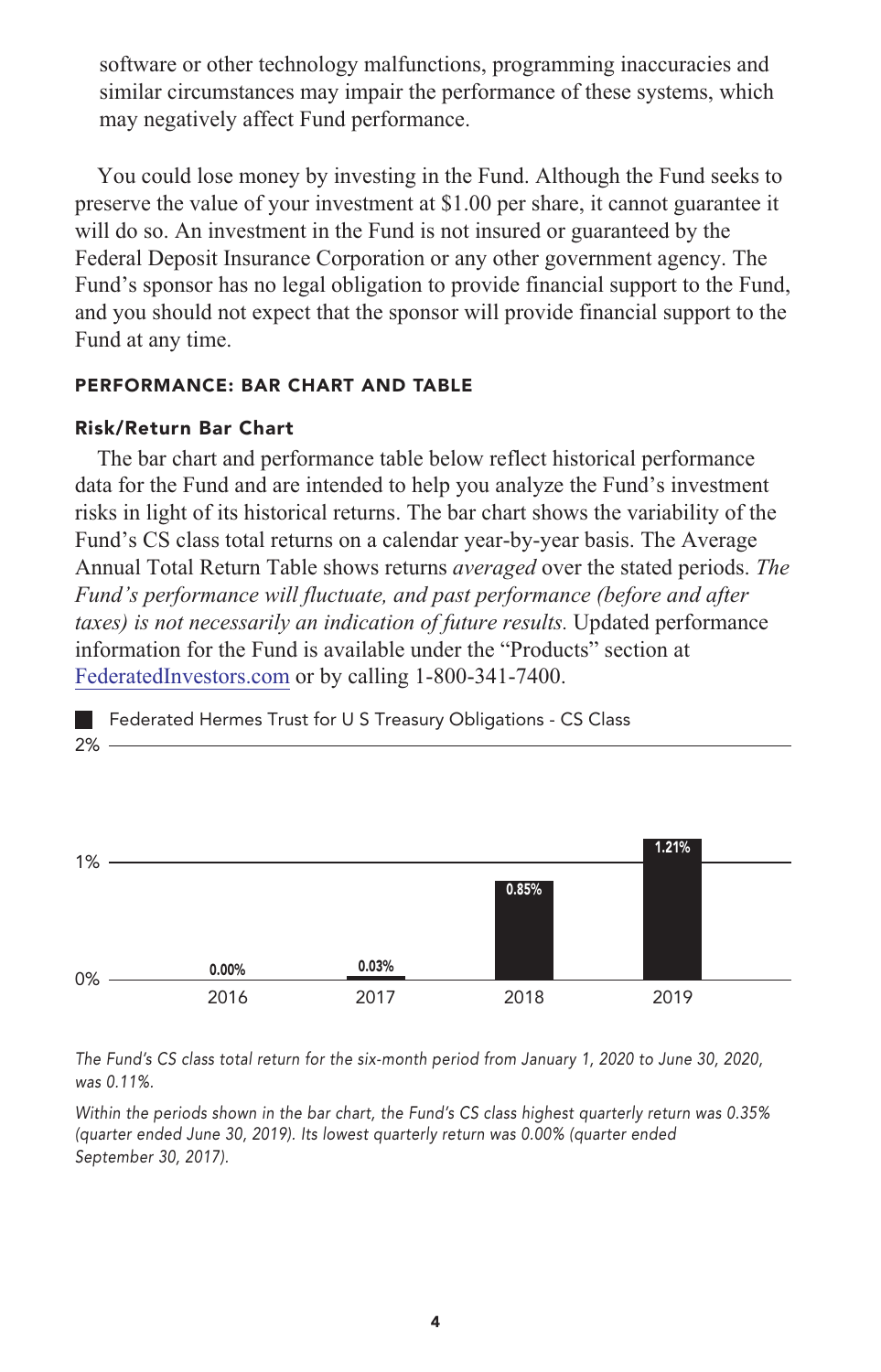software or other technology malfunctions, programming inaccuracies and similar circumstances may impair the performance of these systems, which may negatively affect Fund performance.

You could lose money by investing in the Fund. Although the Fund seeks to preserve the value of your investment at $1.00 per share, it cannot guarantee it will do so. An investment in the Fund is not insured or guaranteed by the Federal Deposit Insurance Corporation or any other government agency. The Fund's sponsor has no legal obligation to provide financial support to the Fund, and you should not expect that the sponsor will provide financial support to the Fund at any time.

## PERFORMANCE: BAR CHART AND TABLE

### Risk/Return Bar Chart

The bar chart and performance table below reflect historical performance data for the Fund and are intended to help you analyze the Fund's investment risks in light of its historical returns. The bar chart shows the variability of the Fund's CS class total returns on a calendar year-by-year basis. The Average Annual Total Return Table shows returns *averaged* over the stated periods. *The Fund's performance will fluctuate, and past performance (before and after taxes) is not necessarily an indication of future results.* Updated performance information for the Fund is available under the "Products" section at FederatedInvestors.com or by calling 1-800-341-7400.

Federated Hermes Trust for U S Treasury Obligations - CS Class

| Year | Total Return |
|---|---|
| 2016 | 0.00% |
| 2017 | 0.03% |
| 2018 | 0.85% |
| 2019 | 1.21% |

*The Fund's CS class total return for the six-month period from January 1, 2020 to June 30, 2020, was 0.11%.*

*Within the periods shown in the bar chart, the Fund's CS class highest quarterly return was 0.35% (quarter ended June 30, 2019). Its lowest quarterly return was 0.00% (quarter ended September 30, 2017).*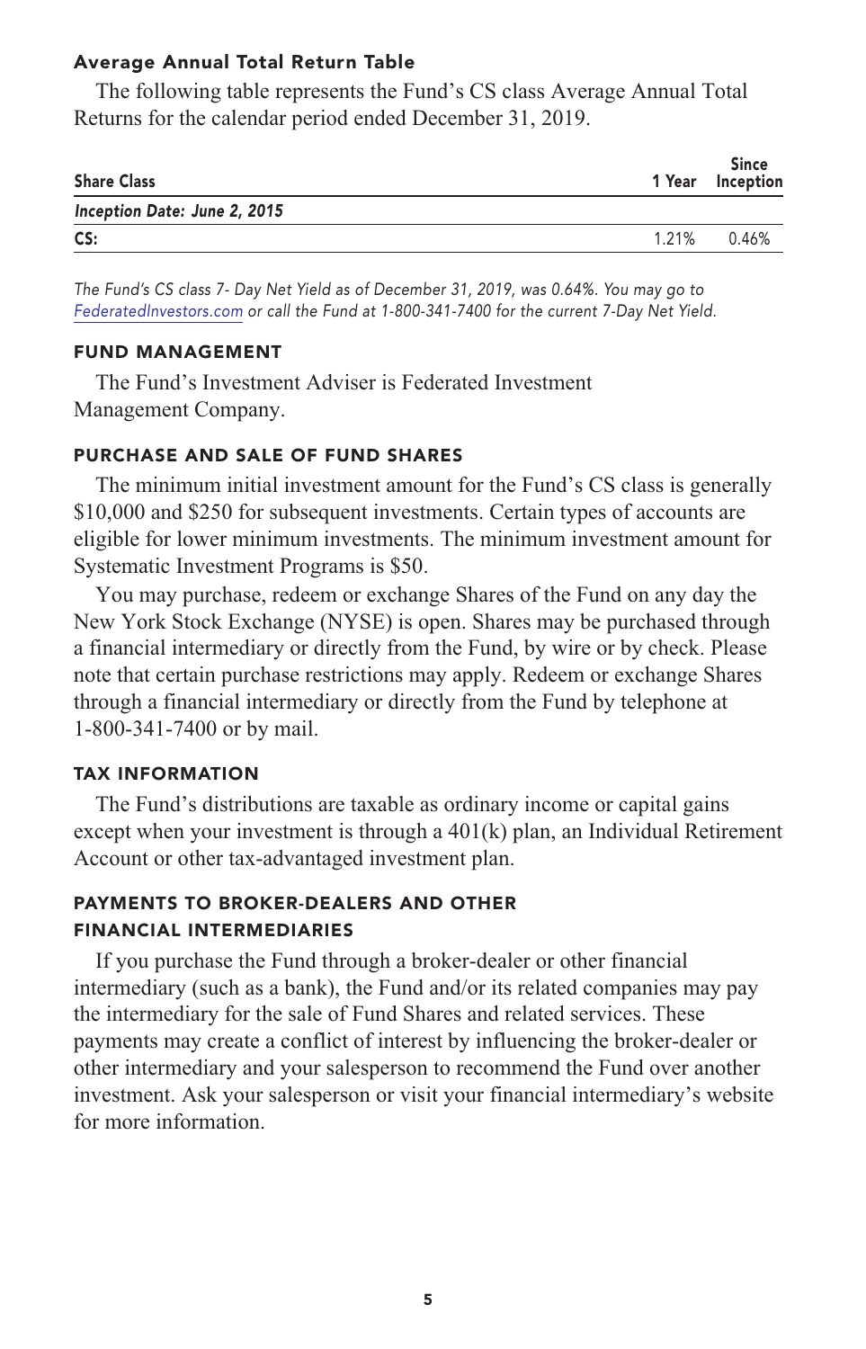#### Average Annual Total Return Table

The following table represents the Fund's CS class Average Annual Total Returns for the calendar period ended December 31, 2019.

| Share Class | 1 Year | Since Inception |
|---|---|---|
| *Inception Date: June 2, 2015* | | |
| CS: | 1.21% | 0.46% |

*The Fund's CS class 7- Day Net Yield as of December 31, 2019, was 0.64%. You may go to FederatedInvestors.com or call the Fund at 1-800-341-7400 for the current 7-Day Net Yield.*

### FUND MANAGEMENT

The Fund's Investment Adviser is Federated Investment Management Company.

### PURCHASE AND SALE OF FUND SHARES

The minimum initial investment amount for the Fund's CS class is generally $10,000 and $250 for subsequent investments. Certain types of accounts are eligible for lower minimum investments. The minimum investment amount for Systematic Investment Programs is $50.

You may purchase, redeem or exchange Shares of the Fund on any day the New York Stock Exchange (NYSE) is open. Shares may be purchased through a financial intermediary or directly from the Fund, by wire or by check. Please note that certain purchase restrictions may apply. Redeem or exchange Shares through a financial intermediary or directly from the Fund by telephone at 1-800-341-7400 or by mail.

### TAX INFORMATION

The Fund's distributions are taxable as ordinary income or capital gains except when your investment is through a 401(k) plan, an Individual Retirement Account or other tax-advantaged investment plan.

### PAYMENTS TO BROKER-DEALERS AND OTHER FINANCIAL INTERMEDIARIES

If you purchase the Fund through a broker-dealer or other financial intermediary (such as a bank), the Fund and/or its related companies may pay the intermediary for the sale of Fund Shares and related services. These payments may create a conflict of interest by influencing the broker-dealer or other intermediary and your salesperson to recommend the Fund over another investment. Ask your salesperson or visit your financial intermediary's website for more information.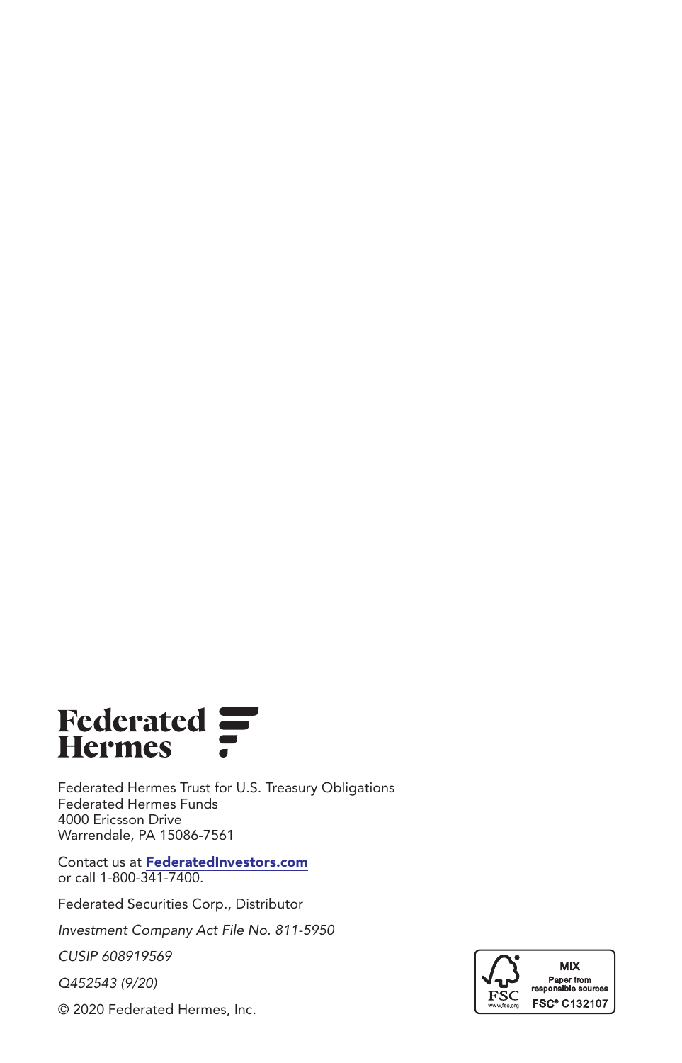**Federated Hermes**

Federated Hermes Trust for U.S. Treasury Obligations
Federated Hermes Funds
4000 Ericsson Drive
Warrendale, PA 15086-7561

Contact us at **FederatedInvestors.com**
or call 1-800-341-7400.

Federated Securities Corp., Distributor

*Investment Company Act File No. 811-5950*

*CUSIP 608919569*

*Q452543 (9/20)*

© 2020 Federated Hermes, Inc.

MIX
Paper from responsible sources
FSC® C132107